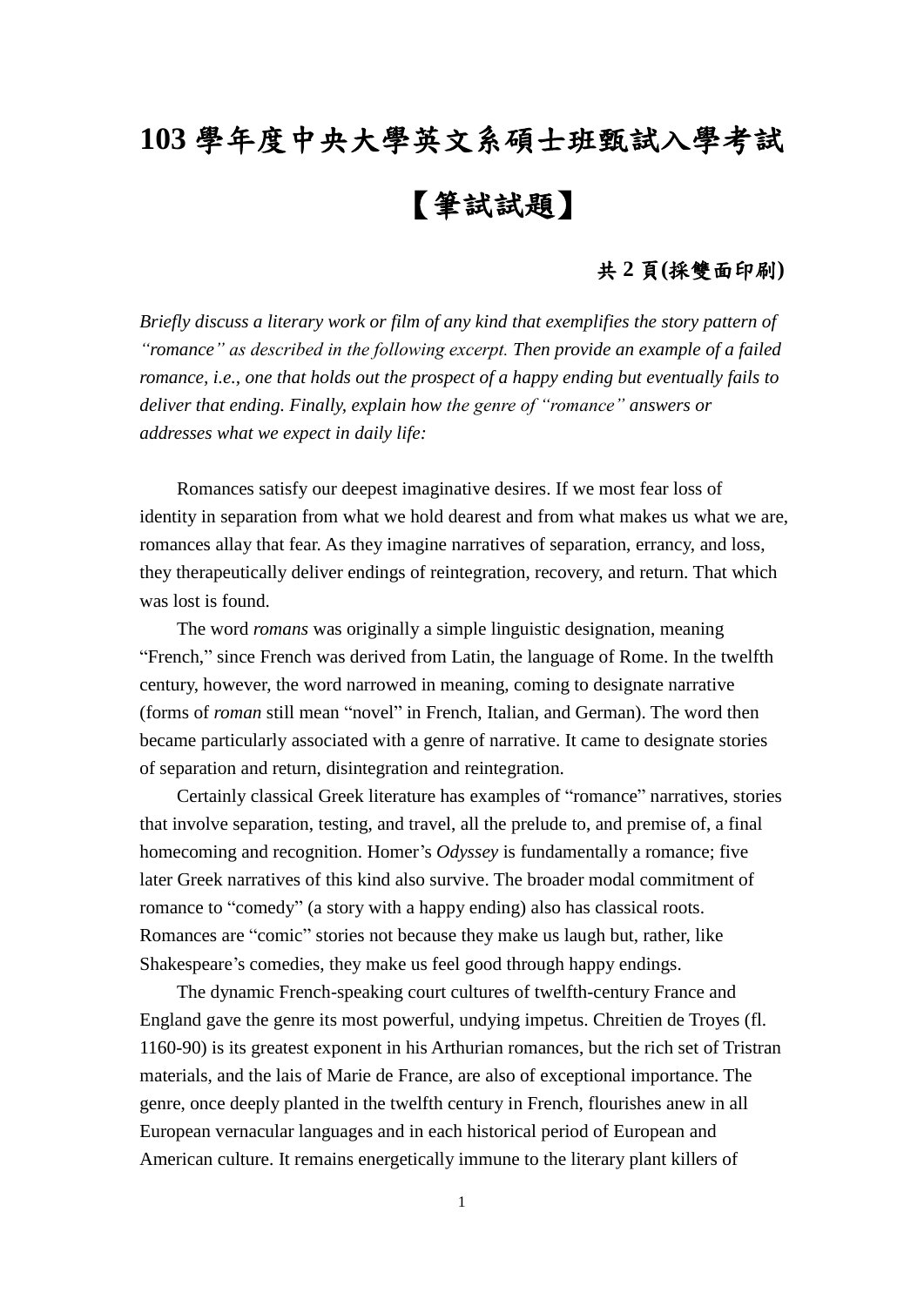# 103 學年度中央大學英文系碩士班甄試入學考試

# 【筆試試題】

**共 2 頁(採雙面印刷)**

*Briefly discuss a literary work or film of any kind that exemplifies the story pattern of "romance" as described in the following excerpt. Then provide an example of a failed romance, i.e., one that holds out the prospect of a happy ending but eventually fails to deliver that ending. Finally, explain how the genre of "romance" answers or addresses what we expect in daily life:*

Romances satisfy our deepest imaginative desires. If we most fear loss of identity in separation from what we hold dearest and from what makes us what we are, romances allay that fear. As they imagine narratives of separation, errancy, and loss, they therapeutically deliver endings of reintegration, recovery, and return. That which was lost is found.

The word *romans* was originally a simple linguistic designation, meaning "French," since French was derived from Latin, the language of Rome. In the twelfth century, however, the word narrowed in meaning, coming to designate narrative (forms of *roman* still mean "novel" in French, Italian, and German). The word then became particularly associated with a genre of narrative. It came to designate stories of separation and return, disintegration and reintegration.

Certainly classical Greek literature has examples of "romance" narratives, stories that involve separation, testing, and travel, all the prelude to, and premise of, a final homecoming and recognition. Homer's *Odyssey* is fundamentally a romance; five later Greek narratives of this kind also survive. The broader modal commitment of romance to "comedy" (a story with a happy ending) also has classical roots. Romances are "comic" stories not because they make us laugh but, rather, like Shakespeare's comedies, they make us feel good through happy endings.

The dynamic French-speaking court cultures of twelfth-century France and England gave the genre its most powerful, undying impetus. Chreitien de Troyes (fl. 1160-90) is its greatest exponent in his Arthurian romances, but the rich set of Tristran materials, and the lais of Marie de France, are also of exceptional importance. The genre, once deeply planted in the twelfth century in French, flourishes anew in all European vernacular languages and in each historical period of European and American culture. It remains energetically immune to the literary plant killers of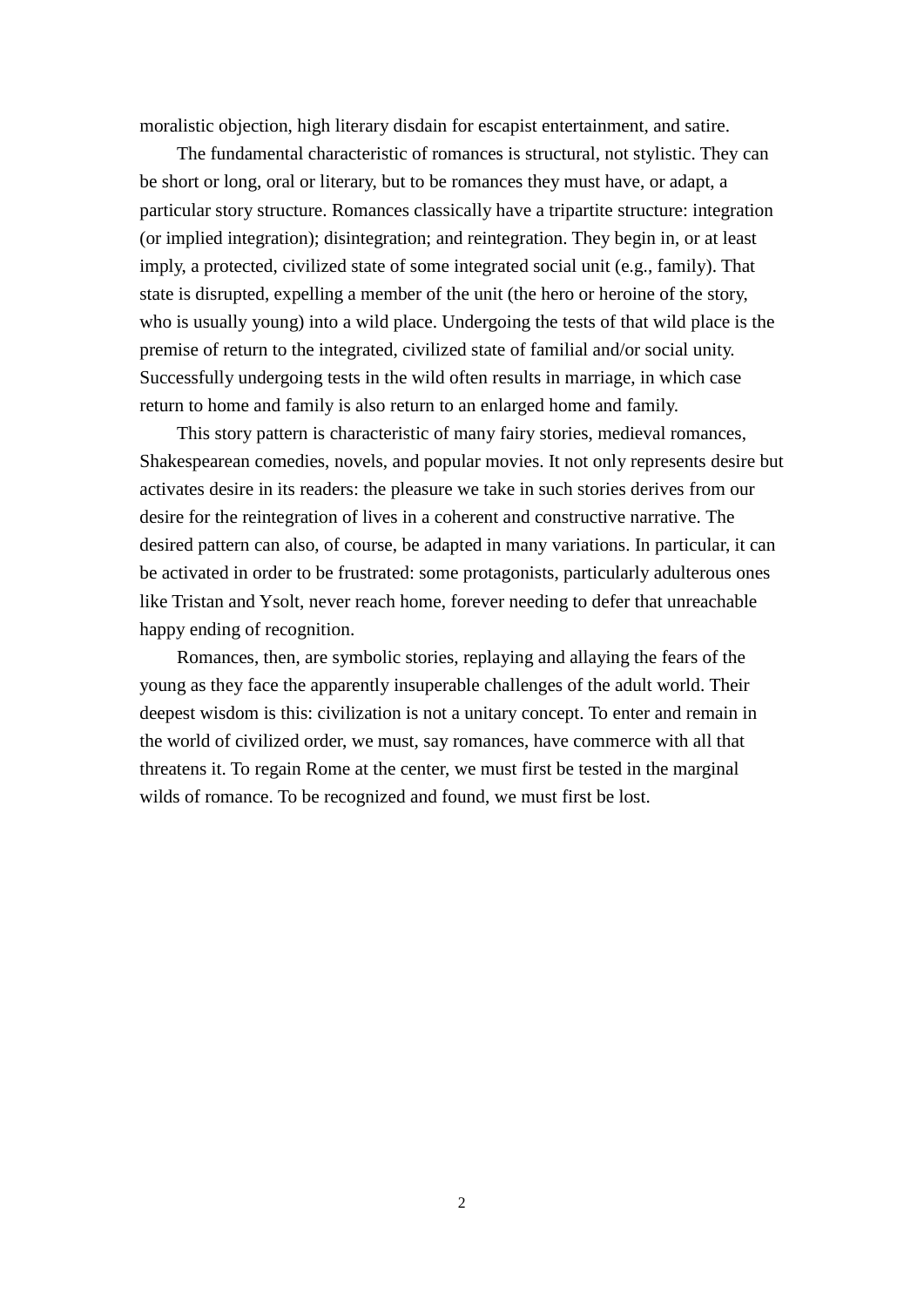moralistic objection, high literary disdain for escapist entertainment, and satire.

The fundamental characteristic of romances is structural, not stylistic. They can be short or long, oral or literary, but to be romances they must have, or adapt, a particular story structure. Romances classically have a tripartite structure: integration (or implied integration); disintegration; and reintegration. They begin in, or at least imply, a protected, civilized state of some integrated social unit (e.g., family). That state is disrupted, expelling a member of the unit (the hero or heroine of the story, who is usually young) into a wild place. Undergoing the tests of that wild place is the premise of return to the integrated, civilized state of familial and/or social unity. Successfully undergoing tests in the wild often results in marriage, in which case return to home and family is also return to an enlarged home and family.

This story pattern is characteristic of many fairy stories, medieval romances, Shakespearean comedies, novels, and popular movies. It not only represents desire but activates desire in its readers: the pleasure we take in such stories derives from our desire for the reintegration of lives in a coherent and constructive narrative. The desired pattern can also, of course, be adapted in many variations. In particular, it can be activated in order to be frustrated: some protagonists, particularly adulterous ones like Tristan and Ysolt, never reach home, forever needing to defer that unreachable happy ending of recognition.

Romances, then, are symbolic stories, replaying and allaying the fears of the young as they face the apparently insuperable challenges of the adult world. Their deepest wisdom is this: civilization is not a unitary concept. To enter and remain in the world of civilized order, we must, say romances, have commerce with all that threatens it. To regain Rome at the center, we must first be tested in the marginal wilds of romance. To be recognized and found, we must first be lost.